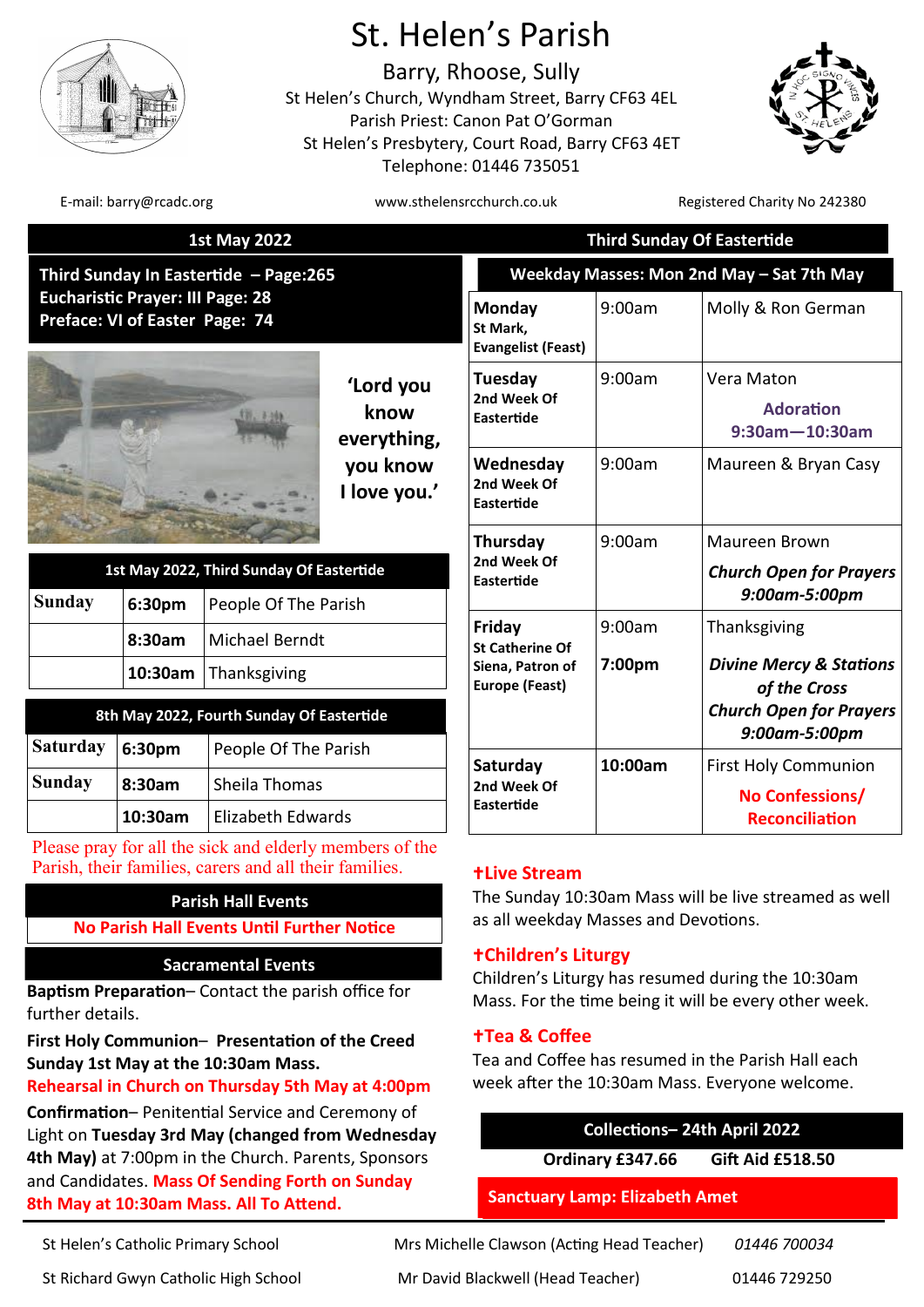# St. Helen's Parish

## Barry, Rhoose, Sully

St Helen's Church, Wyndham Street, Barry CF63 4EL
Parish Priest: Canon Pat O'Gorman
St Helen's Presbytery, Court Road, Barry CF63 4ET
Telephone: 01446 735051

E-mail: barry@rcadc.org | www.sthelensrcchurch.co.uk | Registered Charity No 242380

## 1st May 2022 — Third Sunday Of Eastertide

**Third Sunday In Eastertide – Page:265**
**Eucharistic Prayer: III Page: 28**
**Preface: VI of Easter Page: 74**

**'Lord you know everything, you know I love you.'**

| 1st May 2022, Third Sunday Of Eastertide | | |
|---|---|---|
| Sunday | 6:30pm | People Of The Parish |
| | 8:30am | Michael Berndt |
| | 10:30am | Thanksgiving |

| 8th May 2022, Fourth Sunday Of Eastertide | | |
|---|---|---|
| Saturday | 6:30pm | People Of The Parish |
| Sunday | 8:30am | Sheila Thomas |
| | 10:30am | Elizabeth Edwards |

Please pray for all the sick and elderly members of the Parish, their families, carers and all their families.

### Parish Hall Events

**No Parish Hall Events Until Further Notice**

### Sacramental Events

**Baptism Preparation**– Contact the parish office for further details.

**First Holy Communion– Presentation of the Creed Sunday 1st May at the 10:30am Mass.**
**Rehearsal in Church on Thursday 5th May at 4:00pm**

**Confirmation**– Penitential Service and Ceremony of Light on **Tuesday 3rd May (changed from Wednesday 4th May)** at 7:00pm in the Church. Parents, Sponsors and Candidates. **Mass Of Sending Forth on Sunday 8th May at 10:30am Mass. All To Attend.**

### Weekday Masses: Mon 2nd May – Sat 7th May

| | | |
|---|---|---|
| **Monday** St Mark, Evangelist (Feast) | 9:00am | Molly & Ron German |
| **Tuesday** 2nd Week Of Eastertide | 9:00am | Vera Maton<br>Adoration 9:30am—10:30am |
| **Wednesday** 2nd Week Of Eastertide | 9:00am | Maureen & Bryan Casy |
| **Thursday** 2nd Week Of Eastertide | 9:00am | Maureen Brown<br>*Church Open for Prayers 9:00am-5:00pm* |
| **Friday** St Catherine Of Siena, Patron of Europe (Feast) | 9:00am<br>7:00pm | Thanksgiving<br>*Divine Mercy & Stations of the Cross*<br>*Church Open for Prayers 9:00am-5:00pm* |
| **Saturday** 2nd Week Of Eastertide | 10:00am | First Holy Communion<br>No Confessions/ Reconciliation |

### ✝Live Stream

The Sunday 10:30am Mass will be live streamed as well as all weekday Masses and Devotions.

### ✝Children's Liturgy

Children's Liturgy has resumed during the 10:30am Mass. For the time being it will be every other week.

### ✝Tea & Coffee

Tea and Coffee has resumed in the Parish Hall each week after the 10:30am Mass. Everyone welcome.

### Collections– 24th April 2022

**Ordinary £347.66** **Gift Aid £518.50**

**Sanctuary Lamp: Elizabeth Amet**

| | | |
|---|---|---|
| St Helen's Catholic Primary School | Mrs Michelle Clawson (Acting Head Teacher) | *01446 700034* |
| St Richard Gwyn Catholic High School | Mr David Blackwell (Head Teacher) | 01446 729250 |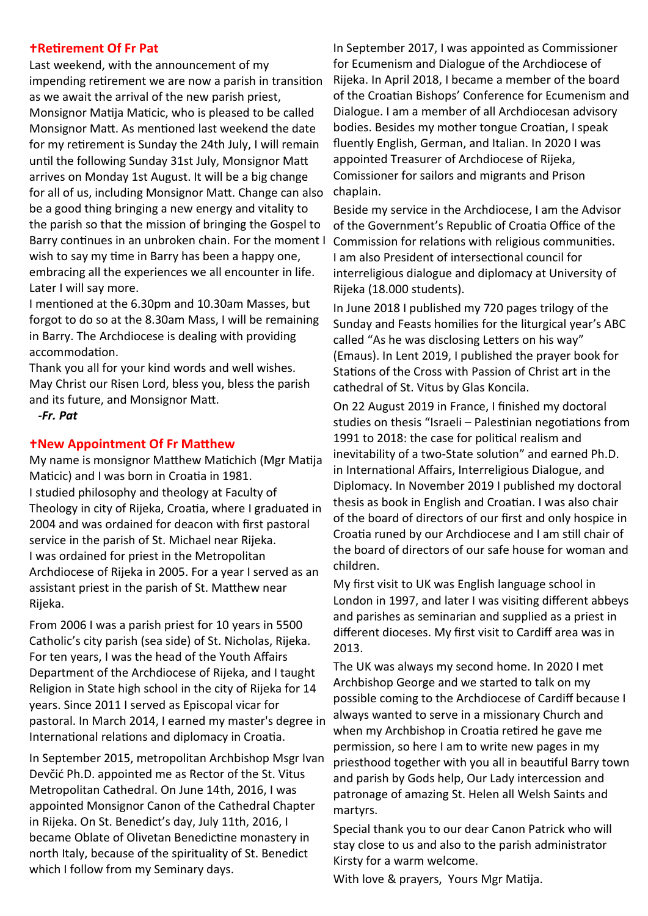## ✝Retirement Of Fr Pat

Last weekend, with the announcement of my impending retirement we are now a parish in transition as we await the arrival of the new parish priest, Monsignor Matija Maticic, who is pleased to be called Monsignor Matt. As mentioned last weekend the date for my retirement is Sunday the 24th July, I will remain until the following Sunday 31st July, Monsignor Matt arrives on Monday 1st August. It will be a big change for all of us, including Monsignor Matt. Change can also be a good thing bringing a new energy and vitality to the parish so that the mission of bringing the Gospel to Barry continues in an unbroken chain. For the moment I wish to say my time in Barry has been a happy one, embracing all the experiences we all encounter in life. Later I will say more.

I mentioned at the 6.30pm and 10.30am Masses, but forgot to do so at the 8.30am Mass, I will be remaining in Barry. The Archdiocese is dealing with providing accommodation.

Thank you all for your kind words and well wishes. May Christ our Risen Lord, bless you, bless the parish and its future, and Monsignor Matt.

***-Fr. Pat***

## ✝New Appointment Of Fr Matthew

My name is monsignor Matthew Matichich (Mgr Matija Maticic) and I was born in Croatia in 1981.

I studied philosophy and theology at Faculty of Theology in city of Rijeka, Croatia, where I graduated in 2004 and was ordained for deacon with first pastoral service in the parish of St. Michael near Rijeka.

I was ordained for priest in the Metropolitan Archdiocese of Rijeka in 2005. For a year I served as an assistant priest in the parish of St. Matthew near Rijeka.

From 2006 I was a parish priest for 10 years in 5500 Catholic's city parish (sea side) of St. Nicholas, Rijeka. For ten years, I was the head of the Youth Affairs Department of the Archdiocese of Rijeka, and I taught Religion in State high school in the city of Rijeka for 14 years. Since 2011 I served as Episcopal vicar for pastoral. In March 2014, I earned my master's degree in International relations and diplomacy in Croatia.

In September 2015, metropolitan Archbishop Msgr Ivan Devčić Ph.D. appointed me as Rector of the St. Vitus Metropolitan Cathedral. On June 14th, 2016, I was appointed Monsignor Canon of the Cathedral Chapter in Rijeka. On St. Benedict's day, July 11th, 2016, I became Oblate of Olivetan Benedictine monastery in north Italy, because of the spirituality of St. Benedict which I follow from my Seminary days.

In September 2017, I was appointed as Commissioner for Ecumenism and Dialogue of the Archdiocese of Rijeka. In April 2018, I became a member of the board of the Croatian Bishops' Conference for Ecumenism and Dialogue. I am a member of all Archdiocesan advisory bodies. Besides my mother tongue Croatian, I speak fluently English, German, and Italian. In 2020 I was appointed Treasurer of Archdiocese of Rijeka, Comissioner for sailors and migrants and Prison chaplain.

Beside my service in the Archdiocese, I am the Advisor of the Government's Republic of Croatia Office of the Commission for relations with religious communities. I am also President of intersectional council for interreligious dialogue and diplomacy at University of Rijeka (18.000 students).

In June 2018 I published my 720 pages trilogy of the Sunday and Feasts homilies for the liturgical year's ABC called "As he was disclosing Letters on his way" (Emaus). In Lent 2019, I published the prayer book for Stations of the Cross with Passion of Christ art in the cathedral of St. Vitus by Glas Koncila.

On 22 August 2019 in France, I finished my doctoral studies on thesis "Israeli – Palestinian negotiations from 1991 to 2018: the case for political realism and inevitability of a two-State solution" and earned Ph.D. in International Affairs, Interreligious Dialogue, and Diplomacy. In November 2019 I published my doctoral thesis as book in English and Croatian. I was also chair of the board of directors of our first and only hospice in Croatia runed by our Archdiocese and I am still chair of the board of directors of our safe house for woman and children.

My first visit to UK was English language school in London in 1997, and later I was visiting different abbeys and parishes as seminarian and supplied as a priest in different dioceses. My first visit to Cardiff area was in 2013.

The UK was always my second home. In 2020 I met Archbishop George and we started to talk on my possible coming to the Archdiocese of Cardiff because I always wanted to serve in a missionary Church and when my Archbishop in Croatia retired he gave me permission, so here I am to write new pages in my priesthood together with you all in beautiful Barry town and parish by Gods help, Our Lady intercession and patronage of amazing St. Helen all Welsh Saints and martyrs.

Special thank you to our dear Canon Patrick who will stay close to us and also to the parish administrator Kirsty for a warm welcome.

With love & prayers, Yours Mgr Matija.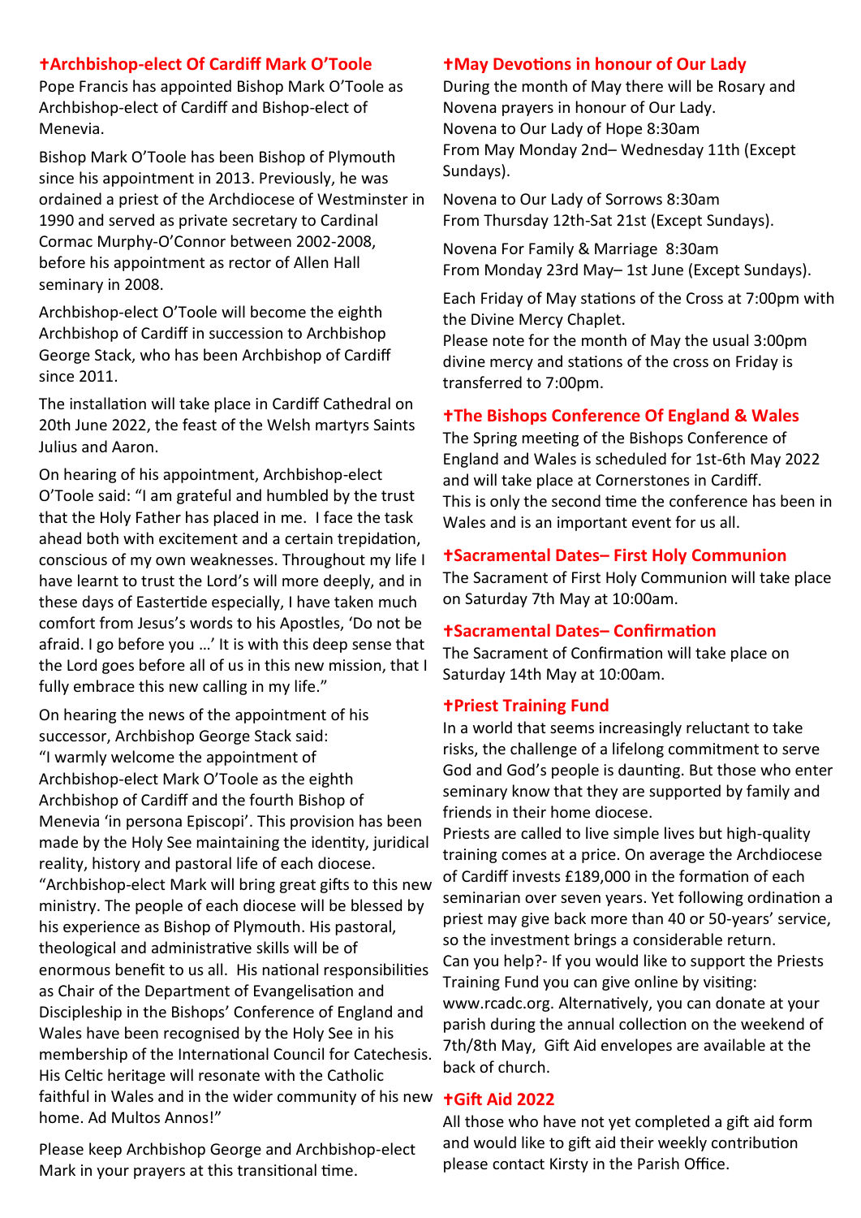## ✝Archbishop-elect Of Cardiff Mark O'Toole

Pope Francis has appointed Bishop Mark O'Toole as Archbishop-elect of Cardiff and Bishop-elect of Menevia.

Bishop Mark O'Toole has been Bishop of Plymouth since his appointment in 2013. Previously, he was ordained a priest of the Archdiocese of Westminster in 1990 and served as private secretary to Cardinal Cormac Murphy-O'Connor between 2002-2008, before his appointment as rector of Allen Hall seminary in 2008.

Archbishop-elect O'Toole will become the eighth Archbishop of Cardiff in succession to Archbishop George Stack, who has been Archbishop of Cardiff since 2011.

The installation will take place in Cardiff Cathedral on 20th June 2022, the feast of the Welsh martyrs Saints Julius and Aaron.

On hearing of his appointment, Archbishop-elect O'Toole said: "I am grateful and humbled by the trust that the Holy Father has placed in me. I face the task ahead both with excitement and a certain trepidation, conscious of my own weaknesses. Throughout my life I have learnt to trust the Lord's will more deeply, and in these days of Eastertide especially, I have taken much comfort from Jesus's words to his Apostles, 'Do not be afraid. I go before you …' It is with this deep sense that the Lord goes before all of us in this new mission, that I fully embrace this new calling in my life."

On hearing the news of the appointment of his successor, Archbishop George Stack said:
"I warmly welcome the appointment of Archbishop-elect Mark O'Toole as the eighth Archbishop of Cardiff and the fourth Bishop of Menevia 'in persona Episcopi'. This provision has been made by the Holy See maintaining the identity, juridical reality, history and pastoral life of each diocese.
"Archbishop-elect Mark will bring great gifts to this new ministry. The people of each diocese will be blessed by his experience as Bishop of Plymouth. His pastoral, theological and administrative skills will be of enormous benefit to us all. His national responsibilities as Chair of the Department of Evangelisation and Discipleship in the Bishops' Conference of England and Wales have been recognised by the Holy See in his membership of the International Council for Catechesis. His Celtic heritage will resonate with the Catholic faithful in Wales and in the wider community of his new home. Ad Multos Annos!"

Please keep Archbishop George and Archbishop-elect Mark in your prayers at this transitional time.

## ✝May Devotions in honour of Our Lady

During the month of May there will be Rosary and Novena prayers in honour of Our Lady.
Novena to Our Lady of Hope 8:30am
From May Monday 2nd– Wednesday 11th (Except Sundays).

Novena to Our Lady of Sorrows 8:30am
From Thursday 12th-Sat 21st (Except Sundays).

Novena For Family & Marriage 8:30am
From Monday 23rd May– 1st June (Except Sundays).

Each Friday of May stations of the Cross at 7:00pm with the Divine Mercy Chaplet.
Please note for the month of May the usual 3:00pm divine mercy and stations of the cross on Friday is transferred to 7:00pm.

## ✝The Bishops Conference Of England & Wales

The Spring meeting of the Bishops Conference of England and Wales is scheduled for 1st-6th May 2022 and will take place at Cornerstones in Cardiff.
This is only the second time the conference has been in Wales and is an important event for us all.

## ✝Sacramental Dates– First Holy Communion

The Sacrament of First Holy Communion will take place on Saturday 7th May at 10:00am.

## ✝Sacramental Dates– Confirmation

The Sacrament of Confirmation will take place on Saturday 14th May at 10:00am.

## ✝Priest Training Fund

In a world that seems increasingly reluctant to take risks, the challenge of a lifelong commitment to serve God and God's people is daunting. But those who enter seminary know that they are supported by family and friends in their home diocese.
Priests are called to live simple lives but high-quality training comes at a price. On average the Archdiocese of Cardiff invests £189,000 in the formation of each seminarian over seven years. Yet following ordination a priest may give back more than 40 or 50-years' service, so the investment brings a considerable return.
Can you help?- If you would like to support the Priests Training Fund you can give online by visiting: www.rcadc.org. Alternatively, you can donate at your parish during the annual collection on the weekend of 7th/8th May, Gift Aid envelopes are available at the back of church.

## ✝Gift Aid 2022

All those who have not yet completed a gift aid form and would like to gift aid their weekly contribution please contact Kirsty in the Parish Office.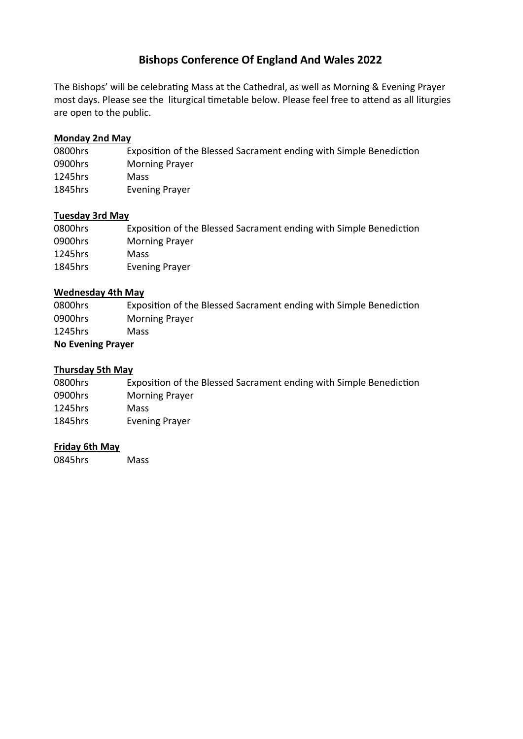# Bishops Conference Of England And Wales 2022

The Bishops' will be celebrating Mass at the Cathedral, as well as Morning & Evening Prayer most days. Please see the liturgical timetable below. Please feel free to attend as all liturgies are open to the public.

**Monday 2nd May**

0800hrs Exposition of the Blessed Sacrament ending with Simple Benediction
0900hrs Morning Prayer
1245hrs Mass
1845hrs Evening Prayer

**Tuesday 3rd May**

0800hrs Exposition of the Blessed Sacrament ending with Simple Benediction
0900hrs Morning Prayer
1245hrs Mass
1845hrs Evening Prayer

**Wednesday 4th May**

0800hrs Exposition of the Blessed Sacrament ending with Simple Benediction
0900hrs Morning Prayer
1245hrs Mass
**No Evening Prayer**

**Thursday 5th May**

0800hrs Exposition of the Blessed Sacrament ending with Simple Benediction
0900hrs Morning Prayer
1245hrs Mass
1845hrs Evening Prayer

**Friday 6th May**

0845hrs Mass